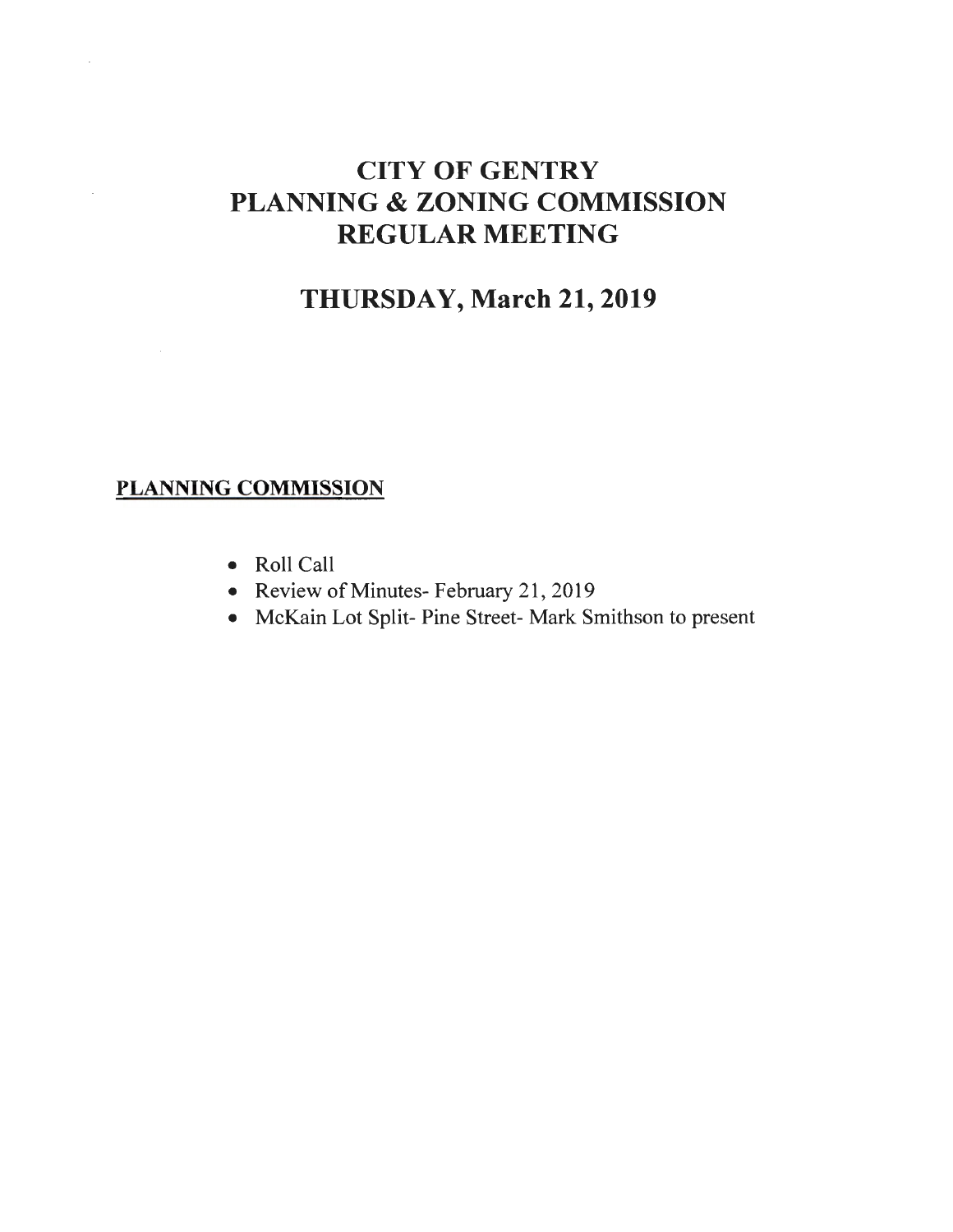# CITY OF GENTRY
# PLANNING & ZONING COMMISSION
# REGULAR MEETING

## THURSDAY, March 21, 2019

**PLANNING COMMISSION**

- Roll Call
- Review of Minutes- February 21, 2019
- McKain Lot Split- Pine Street- Mark Smithson to present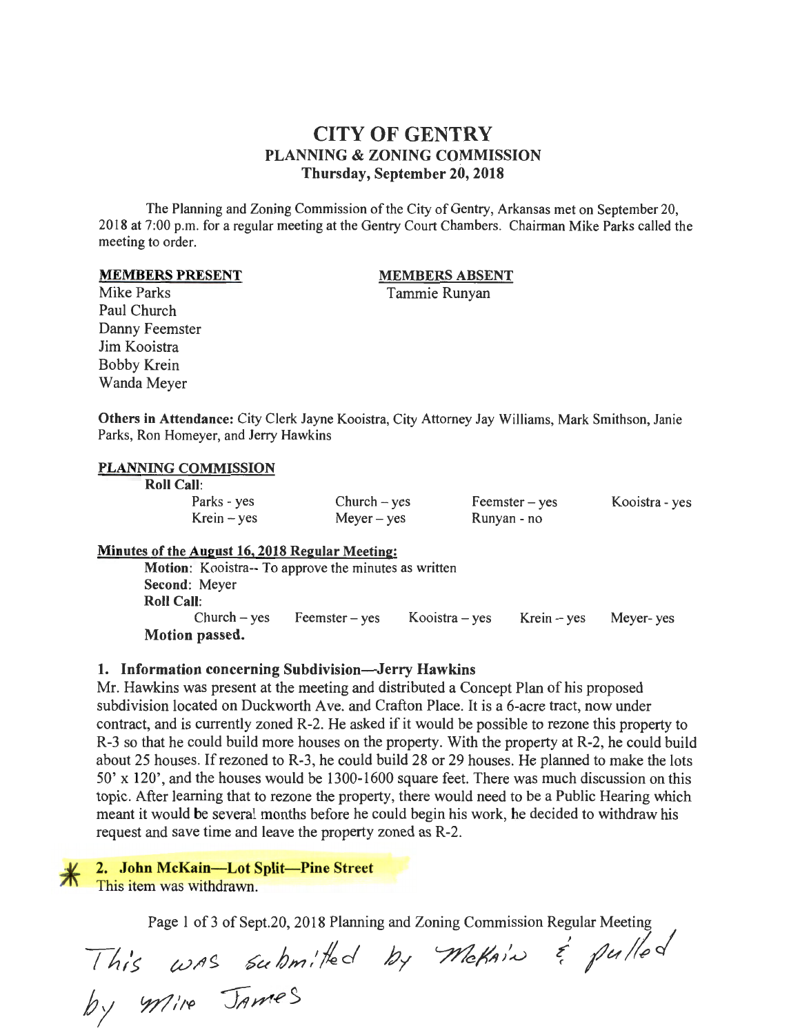# CITY OF GENTRY
## PLANNING & ZONING COMMISSION
### Thursday, September 20, 2018

The Planning and Zoning Commission of the City of Gentry, Arkansas met on September 20, 2018 at 7:00 p.m. for a regular meeting at the Gentry Court Chambers. Chairman Mike Parks called the meeting to order.

| **MEMBERS PRESENT** | **MEMBERS ABSENT** |
|---|---|
| Mike Parks | Tammie Runyan |
| Paul Church | |
| Danny Feemster | |
| Jim Kooistra | |
| Bobby Krein | |
| Wanda Meyer | |

**Others in Attendance:** City Clerk Jayne Kooistra, City Attorney Jay Williams, Mark Smithson, Janie Parks, Ron Homeyer, and Jerry Hawkins

**PLANNING COMMISSION**

**Roll Call**:

| | | | |
|---|---|---|---|
| Parks - yes | Church – yes | Feemster – yes | Kooistra - yes |
| Krein – yes | Meyer – yes | Runyan - no | |

**Minutes of the August 16, 2018 Regular Meeting:**

**Motion**: Kooistra-- To approve the minutes as written
**Second**: Meyer
**Roll Call**:

| | | | | |
|---|---|---|---|---|
| Church – yes | Feemster – yes | Kooistra – yes | Krein – yes | Meyer- yes |

**Motion passed.**

**1. Information concerning Subdivision—Jerry Hawkins**

Mr. Hawkins was present at the meeting and distributed a Concept Plan of his proposed subdivision located on Duckworth Ave. and Crafton Place. It is a 6-acre tract, now under contract, and is currently zoned R-2. He asked if it would be possible to rezone this property to R-3 so that he could build more houses on the property. With the property at R-2, he could build about 25 houses. If rezoned to R-3, he could build 28 or 29 houses. He planned to make the lots 50' x 120', and the houses would be 1300-1600 square feet. There was much discussion on this topic. After learning that to rezone the property, there would need to be a Public Hearing which meant it would be several months before he could begin his work, he decided to withdraw his request and save time and leave the property zoned as R-2.

* **2. John McKain—Lot Split—Pine Street**

This item was withdrawn.

*This was submitted by McKain & pulled by Mike James*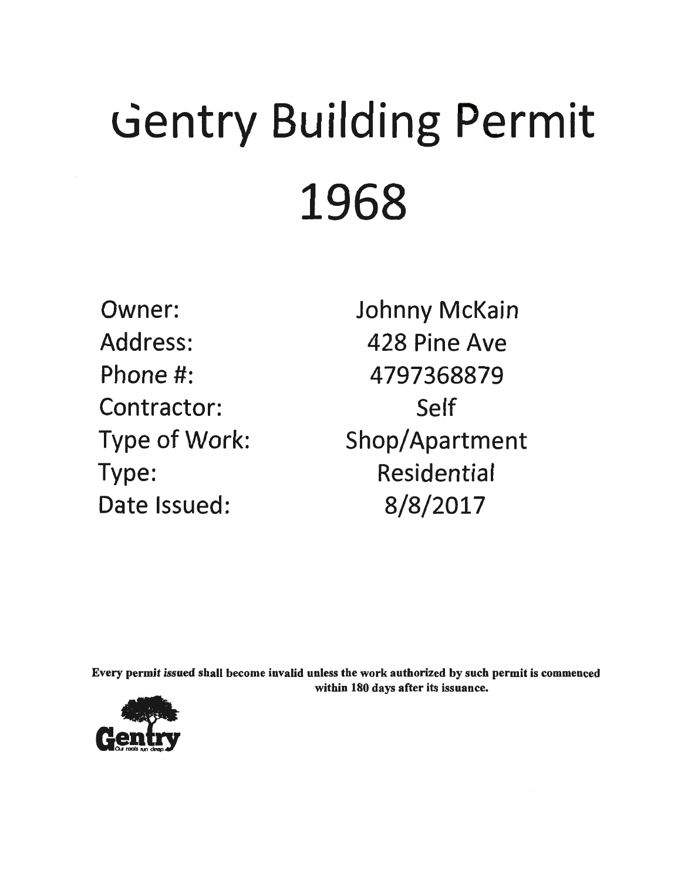# Gentry Building Permit

# 1968

| | |
|---|---|
| Owner: | Johnny McKain |
| Address: | 428 Pine Ave |
| Phone #: | 4797368879 |
| Contractor: | Self |
| Type of Work: | Shop/Apartment |
| Type: | Residential |
| Date Issued: | 8/8/2017 |

**Every permit issued shall become invalid unless the work authorized by such permit is commenced within 180 days after its issuance.**

Gentry
Our roots run deep.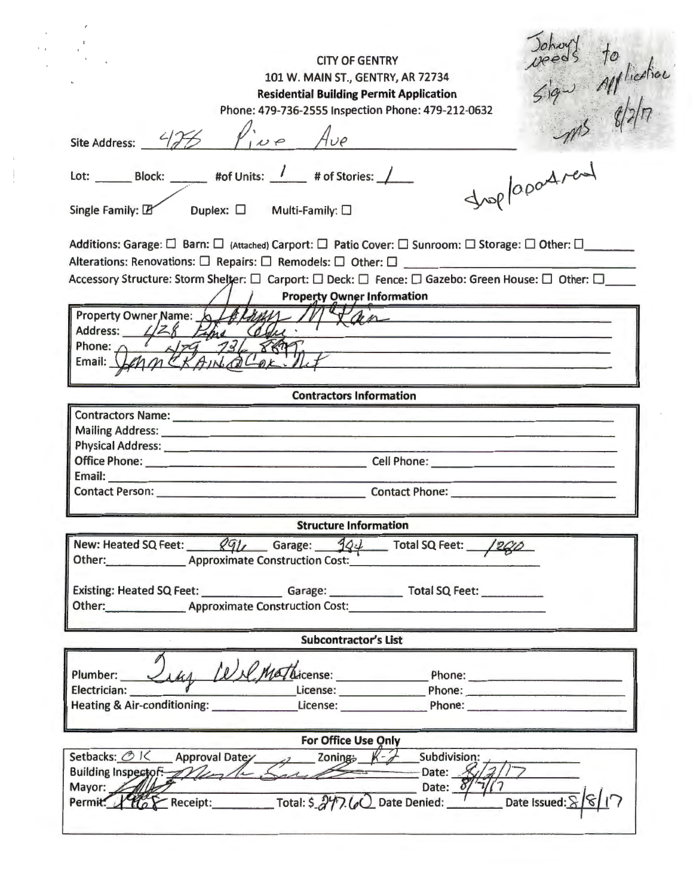Johnny needs to sign application
ms 8/2/17

CITY OF GENTRY
101 W. MAIN ST., GENTRY, AR 72734
**Residential Building Permit Application**
Phone: 479-736-2555 Inspection Phone: 479-212-0632

Site Address: 428 Pine Ave

Lot: ______ Block: ______ #of Units: 1 # of Stories: 1

shop/apartment

Single Family: ☒ Duplex: ☐ Multi-Family: ☐

Additions: Garage: ☐ Barn: ☐ (Attached) Carport: ☐ Patio Cover: ☐ Sunroom: ☐ Storage: ☐ Other: ☐________
Alterations: Renovations: ☐ Repairs: ☐ Remodels: ☐ Other: ☐ ________________________________
Accessory Structure: Storm Shelter: ☐ Carport: ☐ Deck: ☐ Fence: ☐ Gazebo: Green House: ☐ Other: ☐_____

**Property Owner Information**

Property Owner Name: Johnny McKain
Address: 428 Pine Ave.
Phone: 479 736 8697
Email: JohnMcKAIN@Cox.Net

**Contractors Information**

Contractors Name: ____________________
Mailing Address: ____________________
Physical Address: ____________________
Office Phone: ____________________ Cell Phone: ____________________
Email: ____________________
Contact Person: ____________________ Contact Phone: ____________________

**Structure Information**

New: Heated SQ Feet: 896 Garage: 384 Total SQ Feet: 1280
Other:__________ Approximate Construction Cost:____________________

Existing: Heated SQ Feet: __________ Garage: __________ Total SQ Feet: __________
Other:__________ Approximate Construction Cost:____________________

**Subcontractor's List**

Plumber: Jay Wil Math License: __________ Phone: ____________________
Electrician: ____________________ License: __________ Phone: ____________________
Heating & Air-conditioning: __________ License: __________ Phone: ____________________

**For Office Use Only**

Setbacks: OK Approval Date: ______ Zoning: R-2 Subdivision: __________
Building Inspector: Mark Smith Date: 8/2/17
Mayor: [signature] Date: 8/7/17
Permit: 1468 Receipt:__________ Total: $ 247.60 Date Denied: __________ Date Issued: 8/8/17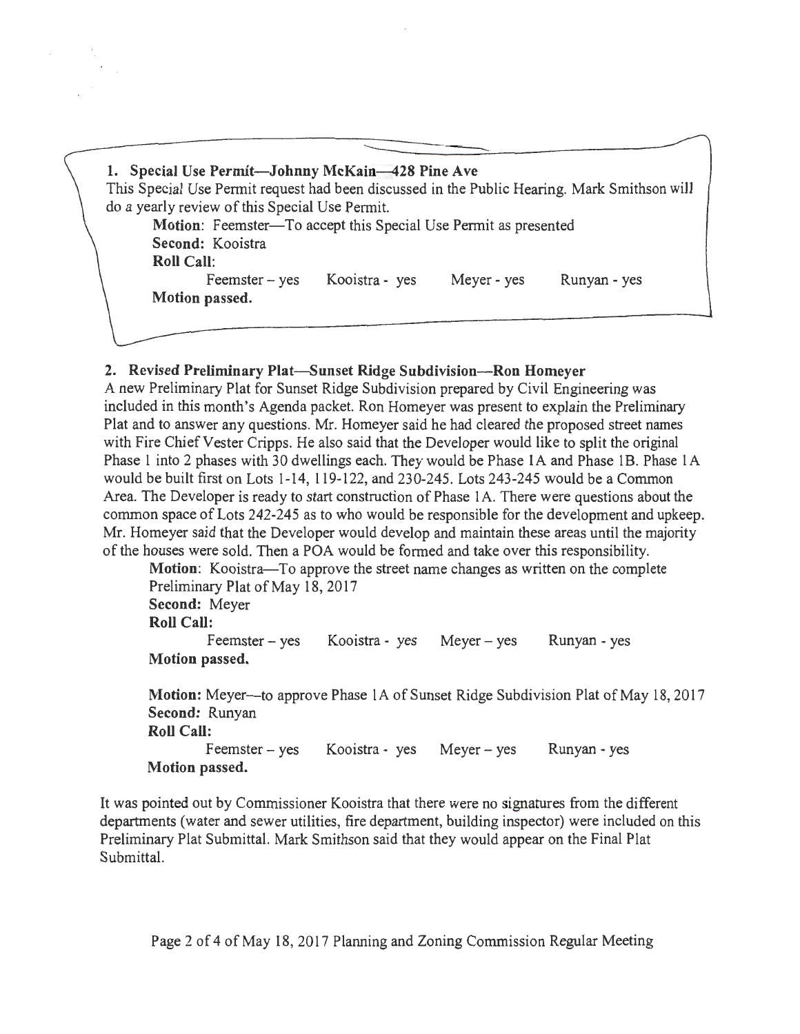**1. Special Use Permit—Johnny McKain—428 Pine Ave**

This Special Use Permit request had been discussed in the Public Hearing. Mark Smithson will do a yearly review of this Special Use Permit.

**Motion**: Feemster—To accept this Special Use Permit as presented
**Second:** Kooistra
**Roll Call**:

Feemster – yes    Kooistra - yes    Meyer - yes    Runyan - yes

**Motion passed.**

**2. Revised Preliminary Plat—Sunset Ridge Subdivision—Ron Homeyer**

A new Preliminary Plat for Sunset Ridge Subdivision prepared by Civil Engineering was included in this month's Agenda packet. Ron Homeyer was present to explain the Preliminary Plat and to answer any questions. Mr. Homeyer said he had cleared the proposed street names with Fire Chief Vester Cripps. He also said that the Developer would like to split the original Phase 1 into 2 phases with 30 dwellings each. They would be Phase 1A and Phase 1B. Phase 1A would be built first on Lots 1-14, 119-122, and 230-245. Lots 243-245 would be a Common Area. The Developer is ready to start construction of Phase 1A. There were questions about the common space of Lots 242-245 as to who would be responsible for the development and upkeep. Mr. Homeyer said that the Developer would develop and maintain these areas until the majority of the houses were sold. Then a POA would be formed and take over this responsibility.

**Motion**: Kooistra—To approve the street name changes as written on the complete Preliminary Plat of May 18, 2017
**Second:** Meyer
**Roll Call:**

Feemster – yes    Kooistra - yes    Meyer – yes    Runyan - yes

**Motion passed.**

**Motion:** Meyer—to approve Phase 1A of Sunset Ridge Subdivision Plat of May 18, 2017
**Second:** Runyan
**Roll Call:**

Feemster – yes    Kooistra - yes    Meyer – yes    Runyan - yes

**Motion passed.**

It was pointed out by Commissioner Kooistra that there were no signatures from the different departments (water and sewer utilities, fire department, building inspector) were included on this Preliminary Plat Submittal. Mark Smithson said that they would appear on the Final Plat Submittal.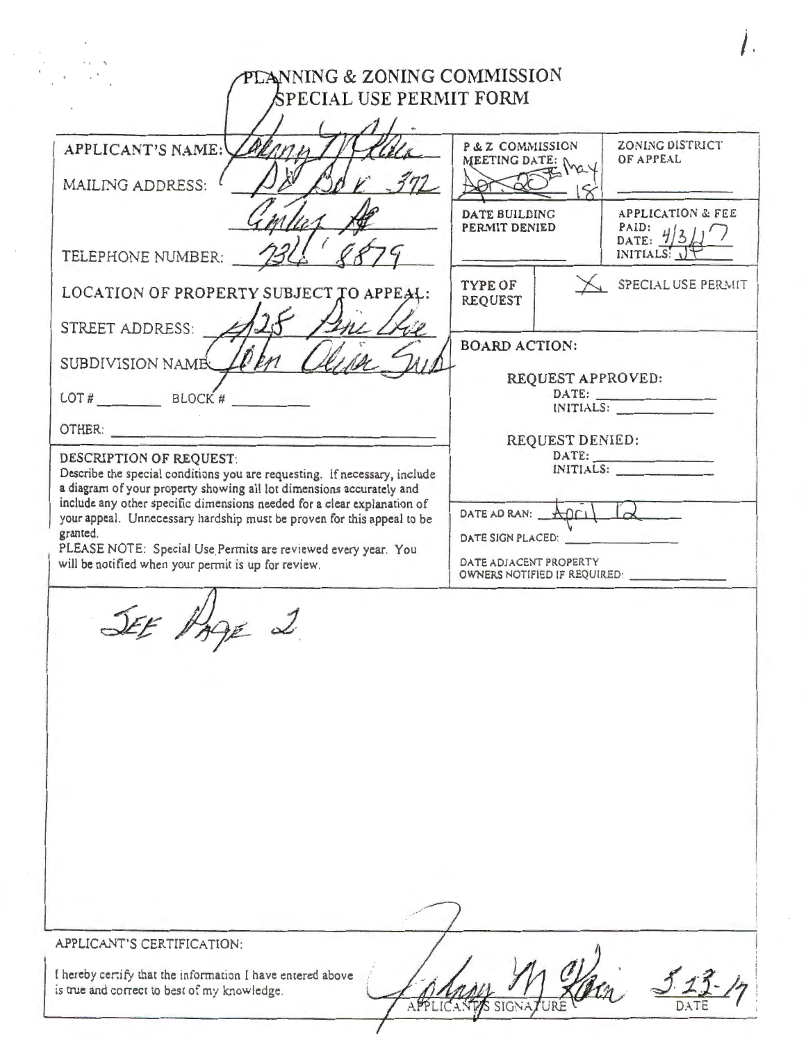# PLANNING & ZONING COMMISSION
## SPECIAL USE PERMIT FORM

| | | |
|---|---|---|
| APPLICANT'S NAME: Johnny M Klein<br>MAILING ADDRESS: PO Box 372<br>Gurley AL<br>TELEPHONE NUMBER: 734 8879 | P & Z COMMISSION MEETING DATE: ~~Apr. 20~~ 25 May 18 | ZONING DISTRICT OF APPEAL |
| | DATE BUILDING PERMIT DENIED | APPLICATION & FEE PAID: DATE: 4/3/17 INITIALS: JP |
| LOCATION OF PROPERTY SUBJECT TO APPEAL:<br>STREET ADDRESS: 428 Pine Tree<br>SUBDIVISION NAME: John Olen Sub<br>LOT # ________ BLOCK # ________<br>OTHER: ________ | TYPE OF REQUEST | X SPECIAL USE PERMIT |
| | BOARD ACTION:<br>REQUEST APPROVED:<br>DATE: ________<br>INITIALS: ________<br>REQUEST DENIED:<br>DATE: ________<br>INITIALS: ________ | |
| DESCRIPTION OF REQUEST:<br>Describe the special conditions you are requesting. If necessary, include a diagram of your property showing all lot dimensions accurately and include any other specific dimensions needed for a clear explanation of your appeal. Unnecessary hardship must be proven for this appeal to be granted.<br>PLEASE NOTE: Special Use Permits are reviewed every year. You will be notified when your permit is up for review. | DATE AD RAN: April 12<br>DATE SIGN PLACED: ________<br>DATE ADJACENT PROPERTY OWNERS NOTIFIED IF REQUIRED: ________ | |

SEE PAGE 2

APPLICANT'S CERTIFICATION:

I hereby certify that the information I have entered above is true and correct to best of my knowledge.

Johnny M Klein — APPLICANT'S SIGNATURE

5-23-17 — DATE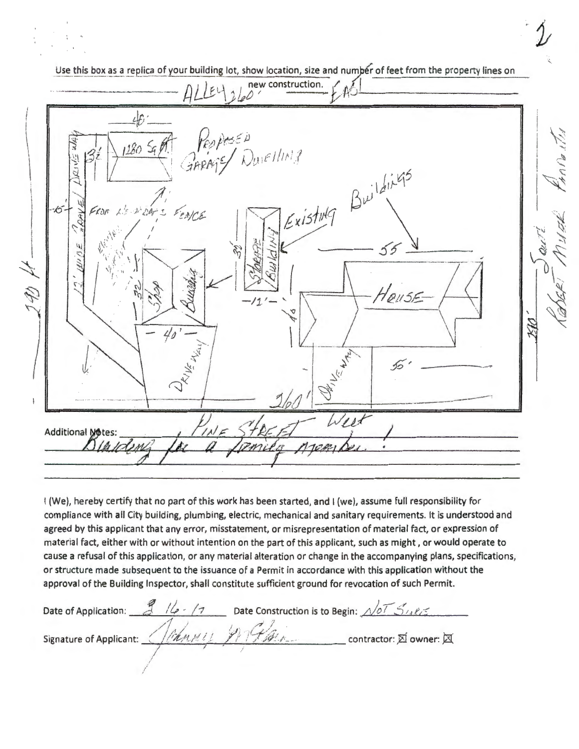Use this box as a replica of your building lot, show location, size and number of feet from the property lines on new construction.

ALLEY 260' EAST

40'

13' 1280 Sq Ft PROPOSED GARAGE/ DWELLING

15' FROM NEIGHBOR'S FENCE

12' WIDE GRAVEL DRIVEWAY

Existing Buildings

32' STORAGE BUILDING

32' Shop Building

40'

12'

55

HOUSE

40

55'

DRIVEWAY

DRIVEWAY

260'

190 ft

South Robert Mueller Property

230'

PINE STREET West

Additional Notes: Building for a family member!

I (We), hereby certify that no part of this work has been started, and I (we), assume full responsibility for compliance with all City building, plumbing, electric, mechanical and sanitary requirements. It is understood and agreed by this applicant that any error, misstatement, or misrepresentation of material fact, or expression of material fact, either with or without intention on the part of this applicant, such as might , or would operate to cause a refusal of this application, or any material alteration or change in the accompanying plans, specifications, or structure made subsequent to the issuance of a Permit in accordance with this application without the approval of the Building Inspector, shall constitute sufficient ground for revocation of such Permit.

Date of Application: 8-16-17 Date Construction is to Begin: NOT SURE

Signature of Applicant: Johnny McFarlin contractor: ☒ owner: ☒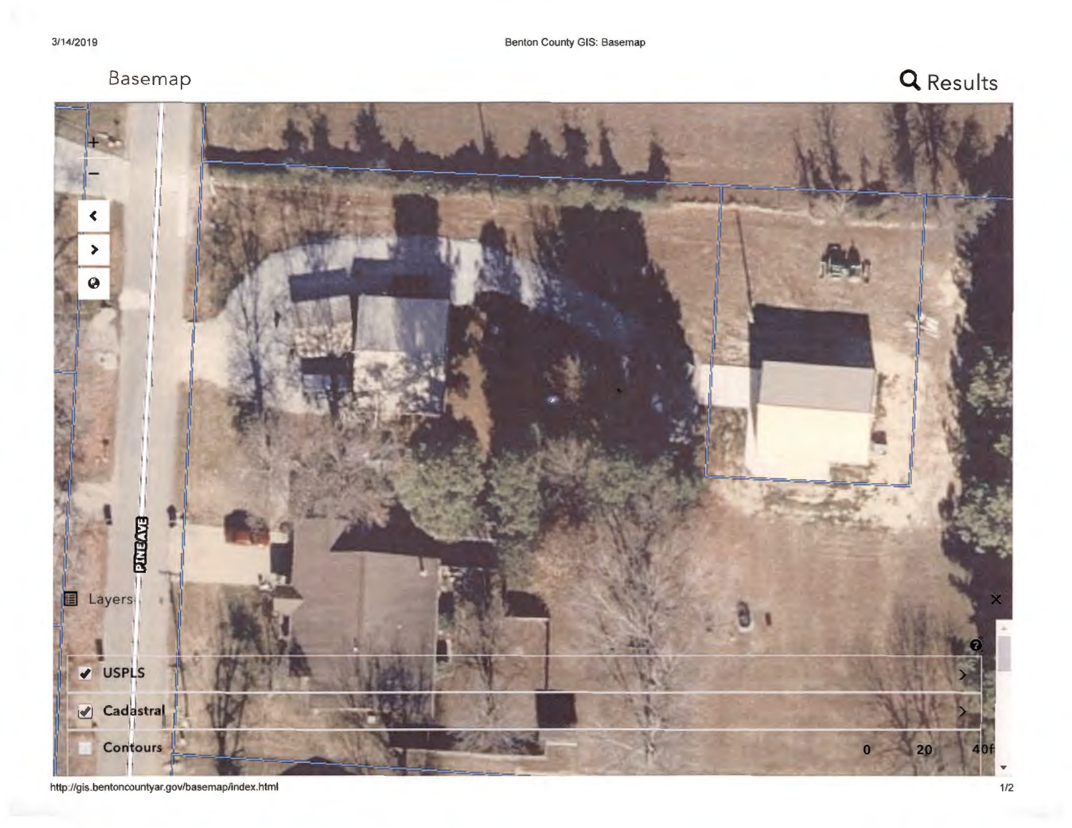Basemap

Results

PINE AVE

Layers

- [x] USPLS
- [x] Cadastral
- [ ] Contours

0 20 40ft

http://gis.bentoncountyar.gov/basemap/index.html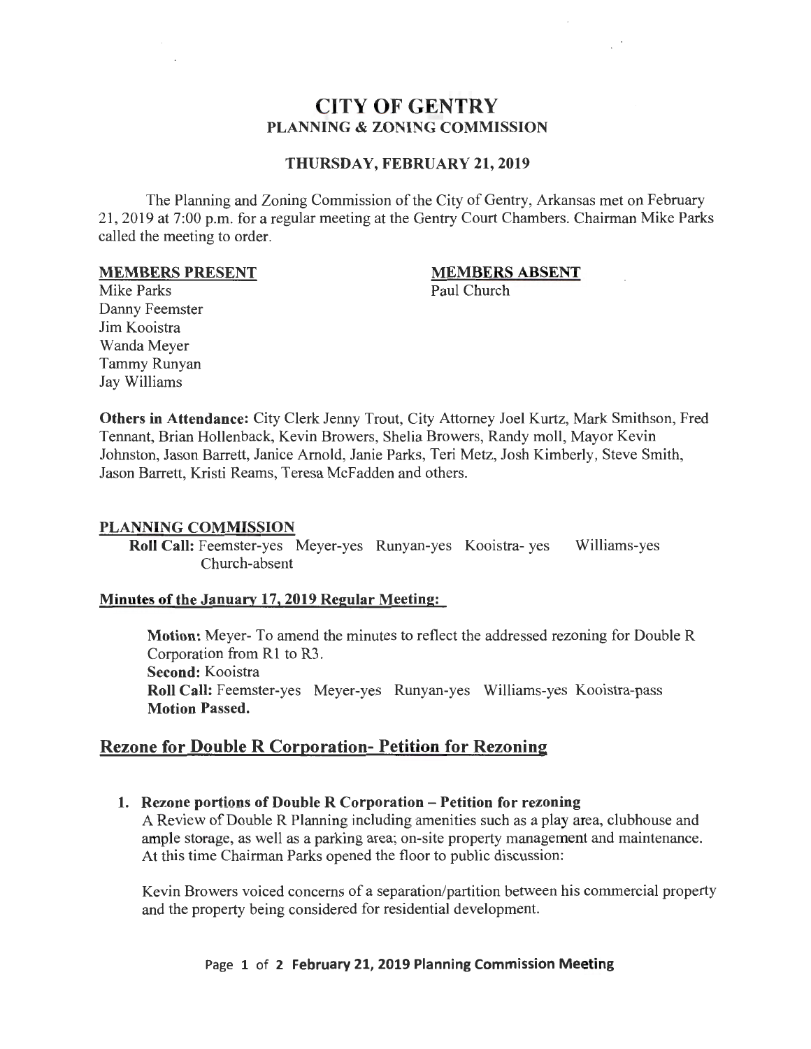# CITY OF GENTRY
## PLANNING & ZONING COMMISSION

### THURSDAY, FEBRUARY 21, 2019

The Planning and Zoning Commission of the City of Gentry, Arkansas met on February 21, 2019 at 7:00 p.m. for a regular meeting at the Gentry Court Chambers. Chairman Mike Parks called the meeting to order.

| **MEMBERS PRESENT** | **MEMBERS ABSENT** |
|---|---|
| Mike Parks | Paul Church |
| Danny Feemster | |
| Jim Kooistra | |
| Wanda Meyer | |
| Tammy Runyan | |
| Jay Williams | |

**Others in Attendance:** City Clerk Jenny Trout, City Attorney Joel Kurtz, Mark Smithson, Fred Tennant, Brian Hollenback, Kevin Browers, Shelia Browers, Randy moll, Mayor Kevin Johnston, Jason Barrett, Janice Arnold, Janie Parks, Teri Metz, Josh Kimberly, Steve Smith, Jason Barrett, Kristi Reams, Teresa McFadden and others.

**PLANNING COMMISSION**

**Roll Call:** Feemster-yes Meyer-yes Runyan-yes Kooistra- yes Williams-yes Church-absent

**Minutes of the January 17, 2019 Regular Meeting:**

**Motion:** Meyer- To amend the minutes to reflect the addressed rezoning for Double R Corporation from R1 to R3.
**Second:** Kooistra
**Roll Call:** Feemster-yes Meyer-yes Runyan-yes Williams-yes Kooistra-pass
**Motion Passed.**

## Rezone for Double R Corporation- Petition for Rezoning

1. **Rezone portions of Double R Corporation – Petition for rezoning**
   A Review of Double R Planning including amenities such as a play area, clubhouse and ample storage, as well as a parking area; on-site property management and maintenance. At this time Chairman Parks opened the floor to public discussion:

   Kevin Browers voiced concerns of a separation/partition between his commercial property and the property being considered for residential development.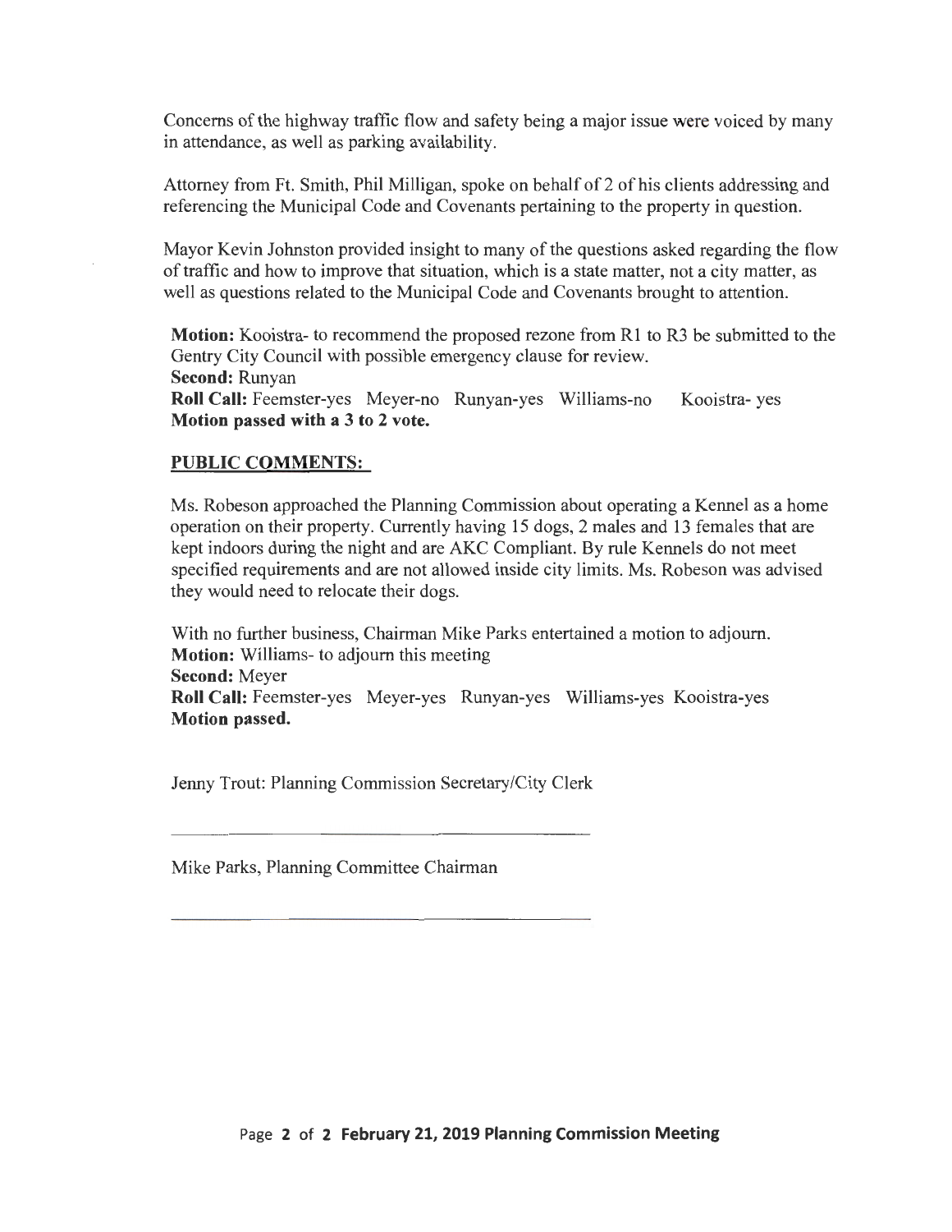Concerns of the highway traffic flow and safety being a major issue were voiced by many in attendance, as well as parking availability.

Attorney from Ft. Smith, Phil Milligan, spoke on behalf of 2 of his clients addressing and referencing the Municipal Code and Covenants pertaining to the property in question.

Mayor Kevin Johnston provided insight to many of the questions asked regarding the flow of traffic and how to improve that situation, which is a state matter, not a city matter, as well as questions related to the Municipal Code and Covenants brought to attention.

**Motion:** Kooistra- to recommend the proposed rezone from R1 to R3 be submitted to the Gentry City Council with possible emergency clause for review.
**Second:** Runyan
**Roll Call:** Feemster-yes Meyer-no Runyan-yes Williams-no Kooistra- yes
**Motion passed with a 3 to 2 vote.**

**PUBLIC COMMENTS:**

Ms. Robeson approached the Planning Commission about operating a Kennel as a home operation on their property. Currently having 15 dogs, 2 males and 13 females that are kept indoors during the night and are AKC Compliant. By rule Kennels do not meet specified requirements and are not allowed inside city limits. Ms. Robeson was advised they would need to relocate their dogs.

With no further business, Chairman Mike Parks entertained a motion to adjourn.
**Motion:** Williams- to adjourn this meeting
**Second:** Meyer
**Roll Call:** Feemster-yes Meyer-yes Runyan-yes Williams-yes Kooistra-yes
**Motion passed.**

Jenny Trout: Planning Commission Secretary/City Clerk

\_\_\_\_\_\_\_\_\_\_\_\_\_\_\_\_\_\_\_\_\_\_\_\_\_\_\_\_\_\_\_\_\_\_\_\_

Mike Parks, Planning Committee Chairman

\_\_\_\_\_\_\_\_\_\_\_\_\_\_\_\_\_\_\_\_\_\_\_\_\_\_\_\_\_\_\_\_\_\_\_\_